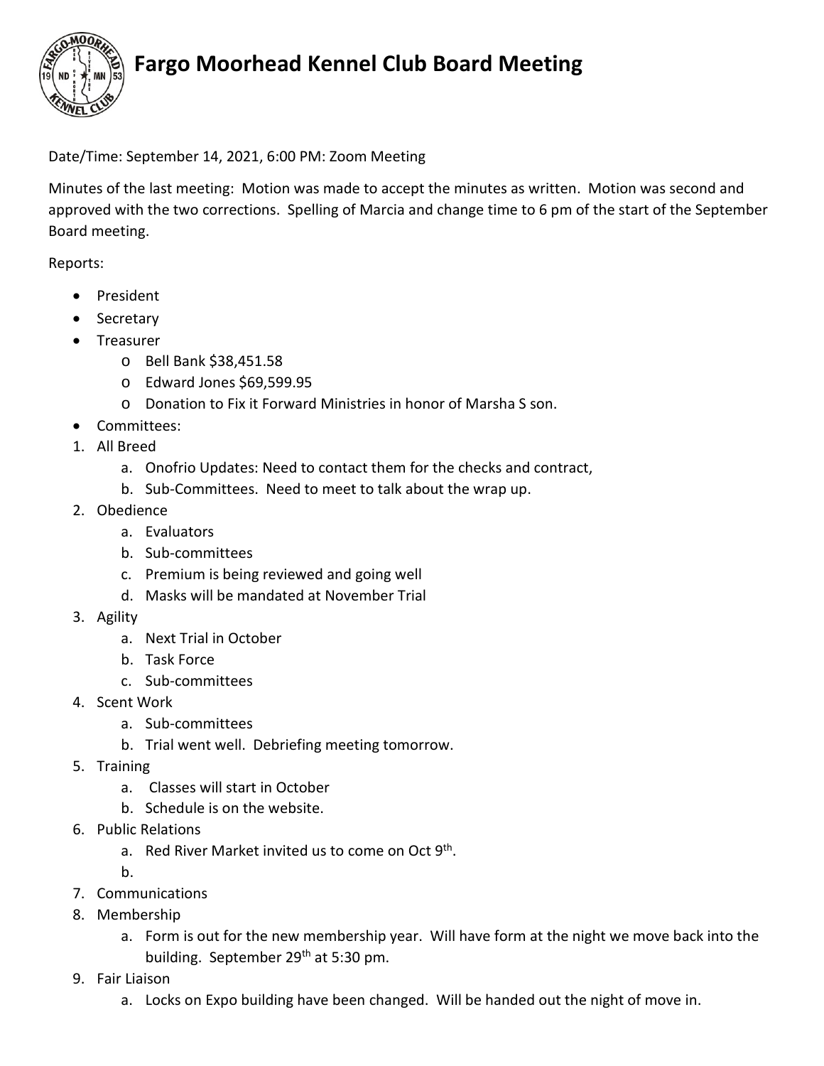# Fargo Moorhead Kennel Club Board Meeting

Date/Time: September 14, 2021, 6:00 PM: Zoom Meeting

Minutes of the last meeting: Motion was made to accept the minutes as written. Motion was second and approved with the two corrections. Spelling of Marcia and change time to 6 pm of the start of the September Board meeting.

Reports:

- President
- Secretary
- Treasurer
  - Bell Bank $38,451.58
  - Edward Jones $69,599.95
  - Donation to Fix it Forward Ministries in honor of Marsha S son.
- Committees:

1. All Breed
   a. Onofrio Updates: Need to contact them for the checks and contract,
   b. Sub-Committees. Need to meet to talk about the wrap up.
2. Obedience
   a. Evaluators
   b. Sub-committees
   c. Premium is being reviewed and going well
   d. Masks will be mandated at November Trial
3. Agility
   a. Next Trial in October
   b. Task Force
   c. Sub-committees
4. Scent Work
   a. Sub-committees
   b. Trial went well. Debriefing meeting tomorrow.
5. Training
   a. Classes will start in October
   b. Schedule is on the website.
6. Public Relations
   a. Red River Market invited us to come on Oct 9th.
   b.
7. Communications
8. Membership
   a. Form is out for the new membership year. Will have form at the night we move back into the building. September 29th at 5:30 pm.
9. Fair Liaison
   a. Locks on Expo building have been changed. Will be handed out the night of move in.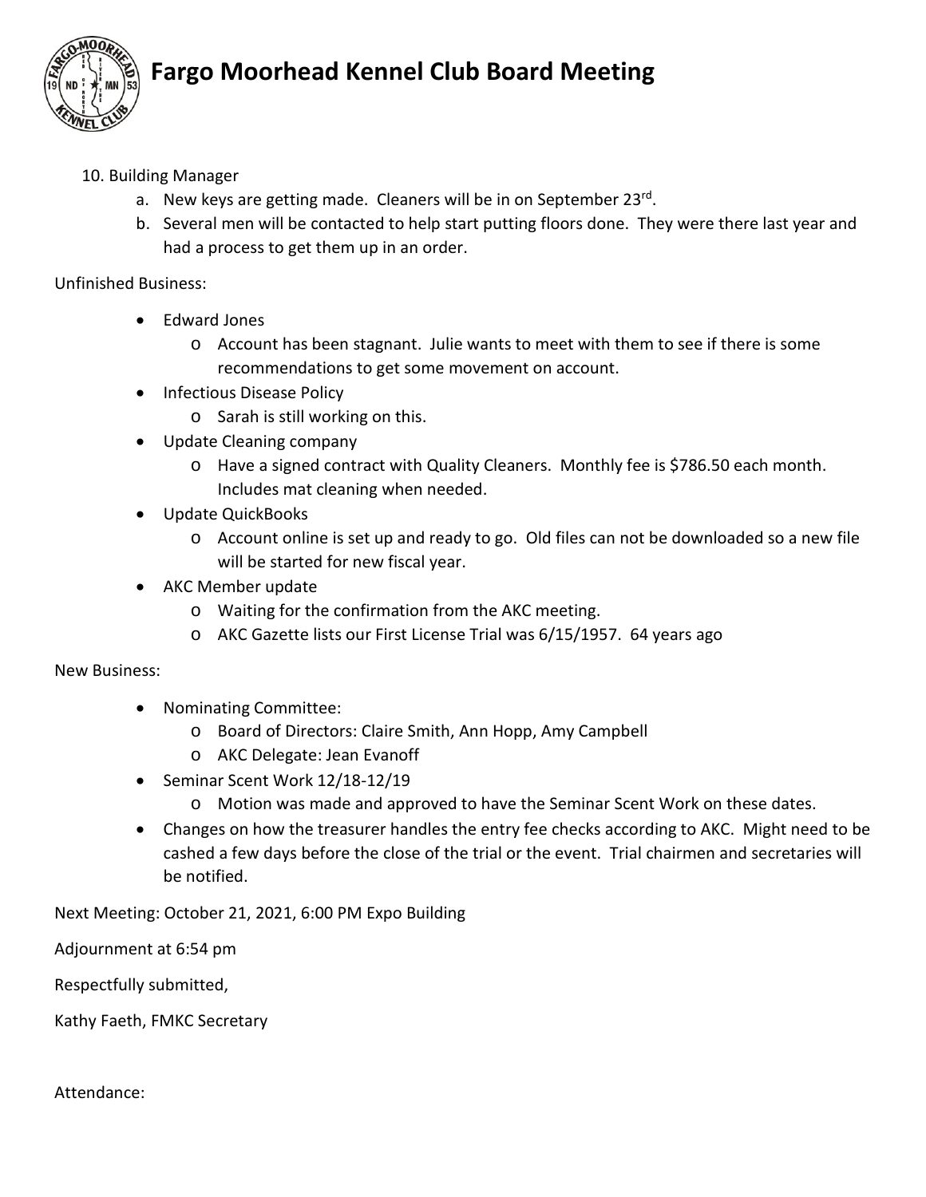10. Building Manager
    a. New keys are getting made. Cleaners will be in on September 23rd.
    b. Several men will be contacted to help start putting floors done. They were there last year and had a process to get them up in an order.

Unfinished Business:

- Edward Jones
    - Account has been stagnant. Julie wants to meet with them to see if there is some recommendations to get some movement on account.
- Infectious Disease Policy
    - Sarah is still working on this.
- Update Cleaning company
    - Have a signed contract with Quality Cleaners. Monthly fee is $786.50 each month. Includes mat cleaning when needed.
- Update QuickBooks
    - Account online is set up and ready to go. Old files can not be downloaded so a new file will be started for new fiscal year.
- AKC Member update
    - Waiting for the confirmation from the AKC meeting.
    - AKC Gazette lists our First License Trial was 6/15/1957. 64 years ago

New Business:

- Nominating Committee:
    - Board of Directors: Claire Smith, Ann Hopp, Amy Campbell
    - AKC Delegate: Jean Evanoff
- Seminar Scent Work 12/18-12/19
    - Motion was made and approved to have the Seminar Scent Work on these dates.
- Changes on how the treasurer handles the entry fee checks according to AKC. Might need to be cashed a few days before the close of the trial or the event. Trial chairmen and secretaries will be notified.

Next Meeting: October 21, 2021, 6:00 PM Expo Building

Adjournment at 6:54 pm

Respectfully submitted,

Kathy Faeth, FMKC Secretary

Attendance: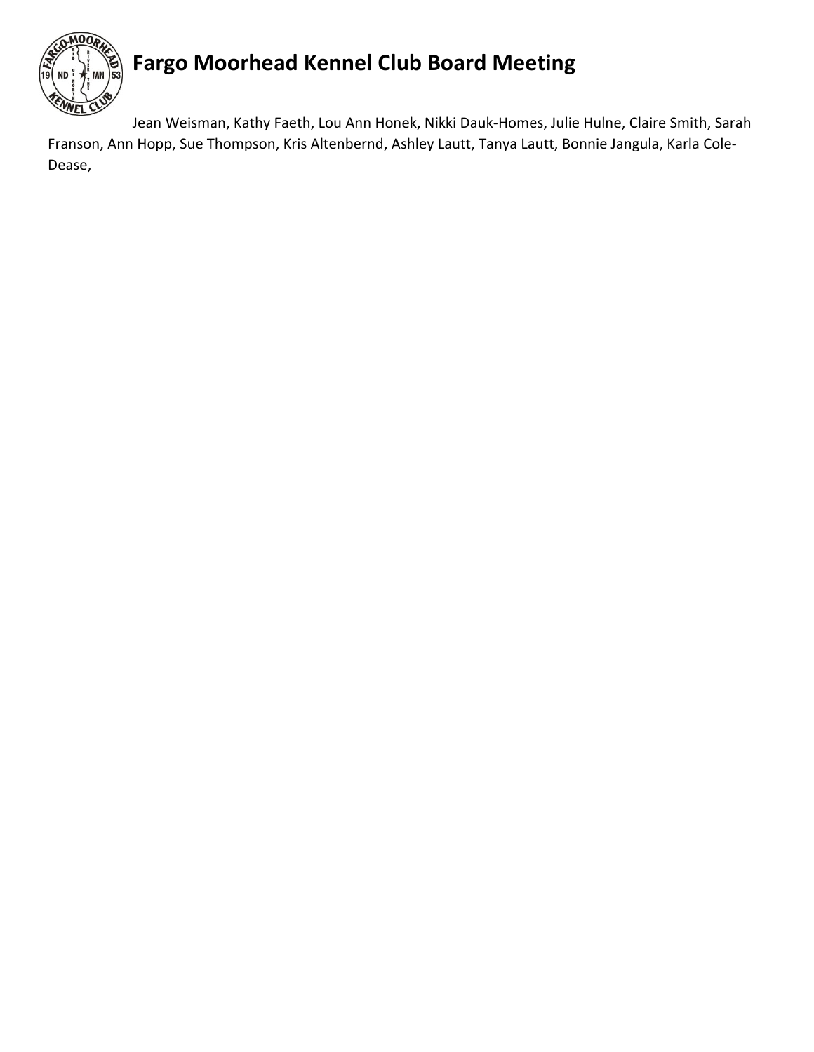# Fargo Moorhead Kennel Club Board Meeting

Jean Weisman, Kathy Faeth, Lou Ann Honek, Nikki Dauk-Homes, Julie Hulne, Claire Smith, Sarah Franson, Ann Hopp, Sue Thompson, Kris Altenbernd, Ashley Lautt, Tanya Lautt, Bonnie Jangula, Karla Cole-Dease,